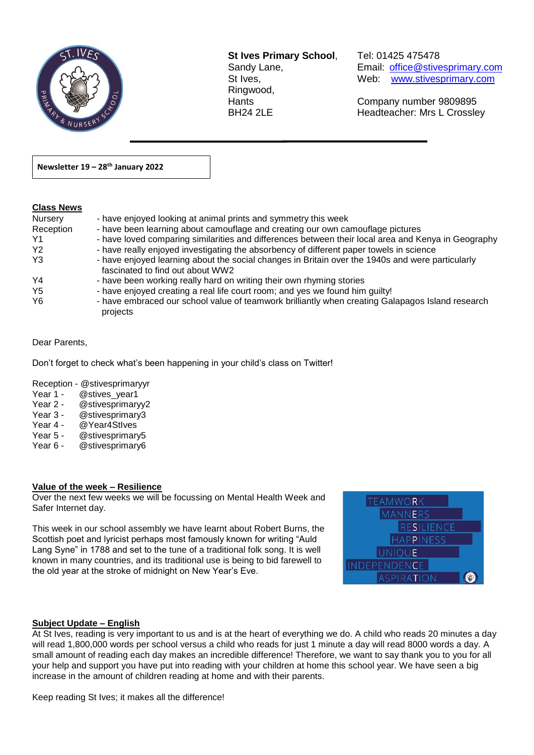**St Ives Primary School**,
Sandy Lane,
St Ives,
Ringwood,
Hants
BH24 2LE

Tel: 01425 475478
Email: office@stivesprimary.com
Web: www.stivesprimary.com

Company number 9809895
Headteacher: Mrs L Crossley

**Newsletter 19 – 28th January 2022**

## Class News

| | |
|---|---|
| Nursery | - have enjoyed looking at animal prints and symmetry this week |
| Reception | - have been learning about camouflage and creating our own camouflage pictures |
| Y1 | - have loved comparing similarities and differences between their local area and Kenya in Geography |
| Y2 | - have really enjoyed investigating the absorbency of different paper towels in science |
| Y3 | - have enjoyed learning about the social changes in Britain over the 1940s and were particularly fascinated to find out about WW2 |
| Y4 | - have been working really hard on writing their own rhyming stories |
| Y5 | - have enjoyed creating a real life court room; and yes we found him guilty! |
| Y6 | - have embraced our school value of teamwork brilliantly when creating Galapagos Island research projects |

Dear Parents,

Don't forget to check what's been happening in your child's class on Twitter!

Reception - @stivesprimaryyr
Year 1 - @stives_year1
Year 2 - @stivesprimaryy2
Year 3 - @stivesprimary3
Year 4 - @Year4StIves
Year 5 - @stivesprimary5
Year 6 - @stivesprimary6

## Value of the week – Resilience

Over the next few weeks we will be focussing on Mental Health Week and Safer Internet day.

This week in our school assembly we have learnt about Robert Burns, the Scottish poet and lyricist perhaps most famously known for writing "Auld Lang Syne" in 1788 and set to the tune of a traditional folk song. It is well known in many countries, and its traditional use is being to bid farewell to the old year at the stroke of midnight on New Year's Eve.

TEAMWORK
MANNERS
RESILIENCE
HAPPINESS
UNIQUE
INDEPENDENCE
ASPIRATION

## Subject Update – English

At St Ives, reading is very important to us and is at the heart of everything we do. A child who reads 20 minutes a day will read 1,800,000 words per school versus a child who reads for just 1 minute a day will read 8000 words a day. A small amount of reading each day makes an incredible difference! Therefore, we want to say thank you to you for all your help and support you have put into reading with your children at home this school year. We have seen a big increase in the amount of children reading at home and with their parents.

Keep reading St Ives; it makes all the difference!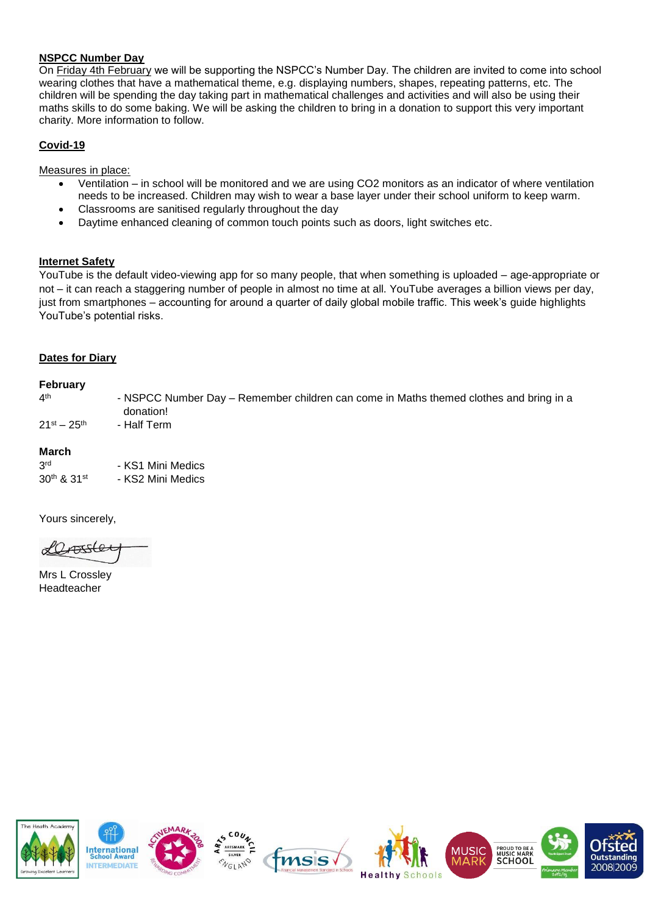## NSPCC Number Day

On Friday 4th February we will be supporting the NSPCC's Number Day. The children are invited to come into school wearing clothes that have a mathematical theme, e.g. displaying numbers, shapes, repeating patterns, etc. The children will be spending the day taking part in mathematical challenges and activities and will also be using their maths skills to do some baking. We will be asking the children to bring in a donation to support this very important charity. More information to follow.

## Covid-19

Measures in place:

- Ventilation – in school will be monitored and we are using $CO_2$ monitors as an indicator of where ventilation needs to be increased. Children may wish to wear a base layer under their school uniform to keep warm.
- Classrooms are sanitised regularly throughout the day
- Daytime enhanced cleaning of common touch points such as doors, light switches etc.

## Internet Safety

YouTube is the default video-viewing app for so many people, that when something is uploaded – age-appropriate or not – it can reach a staggering number of people in almost no time at all. YouTube averages a billion views per day, just from smartphones – accounting for around a quarter of daily global mobile traffic. This week's guide highlights YouTube's potential risks.

## Dates for Diary

**February**

| | |
|---|---|
| 4th | - NSPCC Number Day – Remember children can come in Maths themed clothes and bring in a donation! |
| 21st – 25th | - Half Term |

**March**

| | |
|---|---|
| 3rd | - KS1 Mini Medics |
| 30th & 31st | - KS2 Mini Medics |

Yours sincerely,

Mrs L Crossley
Headteacher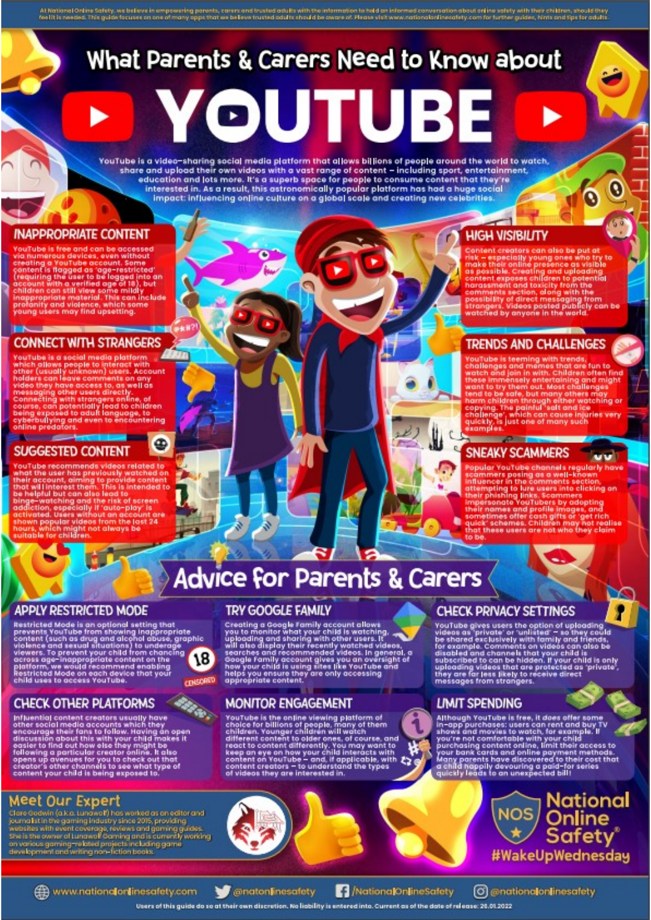At National Online Safety, we believe in empowering parents, carers and trusted adults with the information to hold an informed conversation about online safety with their children, should they feel it is needed. This guide focuses on one of many apps that we believe trusted adults should be aware of. Please visit www.nationalonlinesafety.com for further guides, hints and tips for adults.

# What Parents & Carers Need to Know about YOUTUBE

YouTube is a video-sharing social media platform that allows billions of people around the world to watch, share and upload their own videos with a vast range of content – including sport, entertainment, education and lots more. It's a superb space for people to consume content that they're interested in. As a result, this astronomically popular platform has had a huge social impact: influencing online culture on a global scale and creating new celebrities.

## INAPPROPRIATE CONTENT

YouTube is free and can be accessed via numerous devices, even without creating a YouTube account. Some content is flagged as 'age-restricted' (requiring the user to be logged into an account with a verified age of 18), but children can still view some mildly inappropriate material. This can include profanity and violence, which some young users may find upsetting.

## CONNECT WITH STRANGERS

YouTube is a social media platform which allows people to interact with other (usually unknown) users. Account holders can leave comments on any video they have access to, as well as messaging other users directly. Connecting with strangers online, of course, can potentially lead to children being exposed to adult language, to cyberbullying and even to encountering online predators.

## SUGGESTED CONTENT

YouTube recommends videos related to what the user has previously watched on their account, aiming to provide content that will interest them. This is intended to be helpful but can also lead to binge-watching and the risk of screen addiction, especially if 'auto-play' is activated. Users without an account are shown popular videos from the last 24 hours, which might not always be suitable for children.

## HIGH VISIBILITY

Content creators can also be put at risk – especially young ones who try to make their online presence as visible as possible. Creating and uploading content exposes children to potential harassment and toxicity from the comments section, along with the possibility of direct messaging from strangers. Videos posted publicly can be watched by anyone in the world.

## TRENDS AND CHALLENGES

YouTube is teeming with trends, challenges and memes that are fun to watch and join in with. Children often find these immensely entertaining and might want to try them out. Most challenges tend to be safe, but many others may harm children through either watching or copying. The painful 'salt and ice challenge', which can cause injuries very quickly, is just one of many such examples.

## SNEAKY SCAMMERS

Popular YouTube channels regularly have scammers posing as a well-known influencer in the comments section, attempting to lure users into clicking on their phishing links. Scammers impersonate YouTubers by adopting their names and profile images, and sometimes offer cash gifts or 'get rich quick' schemes. Children may not realise that these users are not who they claim to be.

# Advice for Parents & Carers

## APPLY RESTRICTED MODE

Restricted Mode is an optional setting that prevents YouTube from showing inappropriate content (such as drug and alcohol abuse, graphic violence and sexual situations) to underage viewers. To prevent your child from chancing across age-inappropriate content on the platform, we would recommend enabling Restricted Mode on each device that your child uses to access YouTube.

## TRY GOOGLE FAMILY

Creating a Google Family account allows you to monitor what your child is watching, uploading and sharing with other users. It will also display their recently watched videos, searches and recommended videos. In general, a Google Family account gives you an oversight of how your child is using sites like YouTube and helps you ensure they are only accessing appropriate content.

## CHECK PRIVACY SETTINGS

YouTube gives users the option of uploading videos as 'private' or 'unlisted' – so they could be shared exclusively with family and friends, for example. Comments on videos can also be disabled and channels that your child is subscribed to can be hidden. If your child is only uploading videos that are protected as 'private', they are far less likely to receive direct messages from strangers.

## CHECK OTHER PLATFORMS

Influential content creators usually have other social media accounts which they encourage their fans to follow. Having an open discussion about this with your child makes it easier to find out how else they might be following a particular creator online. It also opens up avenues for you to check out that creator's other channels to see what type of content your child is being exposed to.

## MONITOR ENGAGEMENT

YouTube is the online viewing platform of choice for billions of people, many of them children. Younger children will watch different content to older ones, of course, and react to content differently. You may want to keep an eye on how your child interacts with content on YouTube – and, if applicable, with content creators – to understand the types of videos they are interested in.

## LIMIT SPENDING

Although YouTube is free, it does offer some in-app purchases: users can rent and buy TV shows and movies to watch, for example. If you're not comfortable with your child purchasing content online, limit their access to your bank cards and online payment methods. Many parents have discovered to their cost that a child happily devouring a paid-for series quickly leads to an unexpected bill!

## Meet Our Expert

Clare Godwin (a.k.a. Lunawolf) has worked as an editor and journalist in the gaming industry since 2015, providing websites with event coverage, reviews and gaming guides. She is the owner of Lunawolf Gaming and is currently working on various gaming-related projects including game development and writing non-fiction books.

National Online Safety #WakeUpWednesday

www.nationalonlinesafety.com | @natonlinesafety | /NationalOnlineSafety | @nationalonlinesafety

Users of this guide do so at their own discretion. No liability is entered into. Current as of the date of release: 26.01.2022